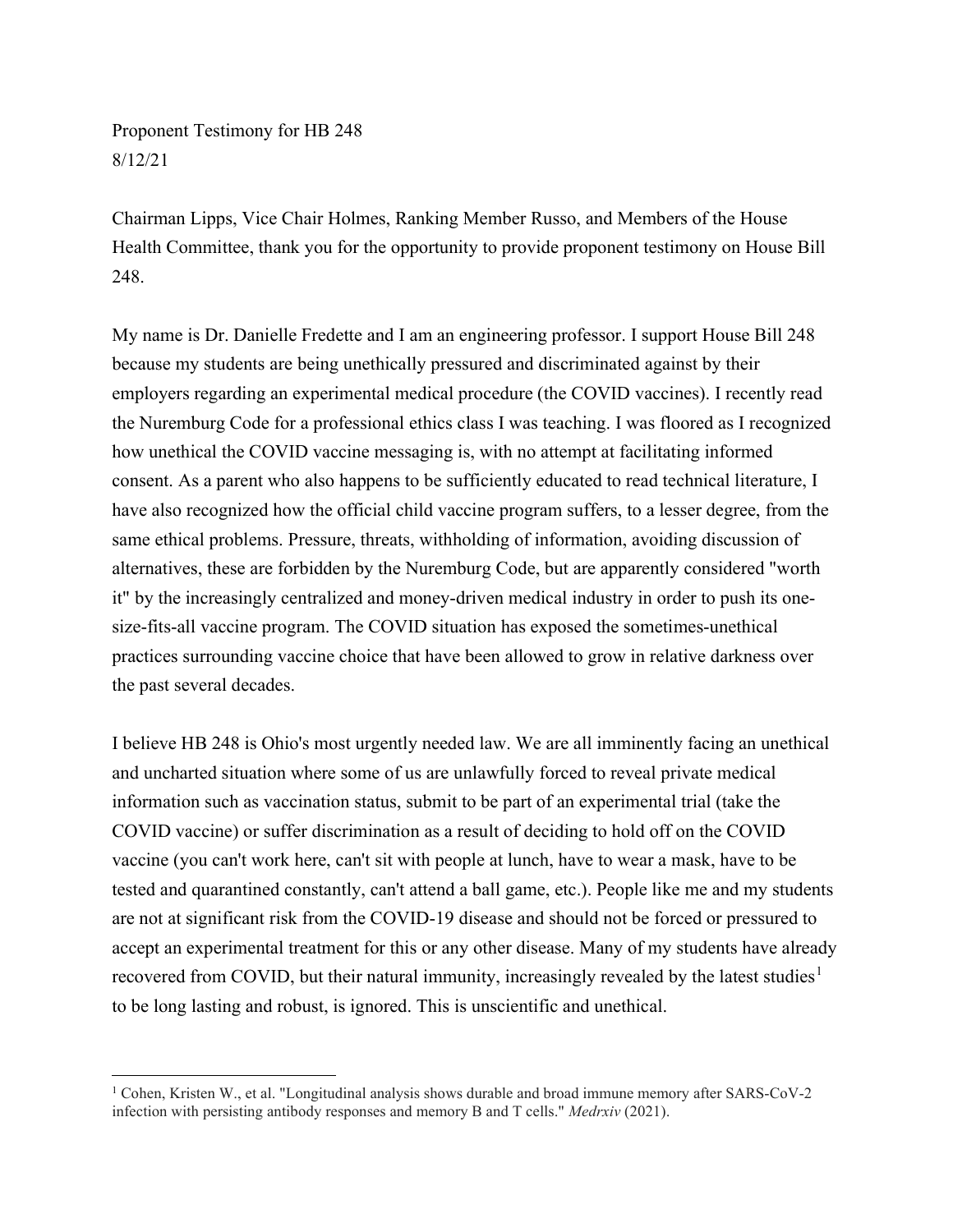Proponent Testimony for HB 248
8/12/21

Chairman Lipps, Vice Chair Holmes, Ranking Member Russo, and Members of the House Health Committee, thank you for the opportunity to provide proponent testimony on House Bill 248.

My name is Dr. Danielle Fredette and I am an engineering professor. I support House Bill 248 because my students are being unethically pressured and discriminated against by their employers regarding an experimental medical procedure (the COVID vaccines). I recently read the Nuremburg Code for a professional ethics class I was teaching. I was floored as I recognized how unethical the COVID vaccine messaging is, with no attempt at facilitating informed consent. As a parent who also happens to be sufficiently educated to read technical literature, I have also recognized how the official child vaccine program suffers, to a lesser degree, from the same ethical problems. Pressure, threats, withholding of information, avoiding discussion of alternatives, these are forbidden by the Nuremburg Code, but are apparently considered "worth it" by the increasingly centralized and money-driven medical industry in order to push its one-size-fits-all vaccine program. The COVID situation has exposed the sometimes-unethical practices surrounding vaccine choice that have been allowed to grow in relative darkness over the past several decades.

I believe HB 248 is Ohio's most urgently needed law. We are all imminently facing an unethical and uncharted situation where some of us are unlawfully forced to reveal private medical information such as vaccination status, submit to be part of an experimental trial (take the COVID vaccine) or suffer discrimination as a result of deciding to hold off on the COVID vaccine (you can't work here, can't sit with people at lunch, have to wear a mask, have to be tested and quarantined constantly, can't attend a ball game, etc.). People like me and my students are not at significant risk from the COVID-19 disease and should not be forced or pressured to accept an experimental treatment for this or any other disease. Many of my students have already recovered from COVID, but their natural immunity, increasingly revealed by the latest studies[1] to be long lasting and robust, is ignored. This is unscientific and unethical.

---

[1] Cohen, Kristen W., et al. "Longitudinal analysis shows durable and broad immune memory after SARS-CoV-2 infection with persisting antibody responses and memory B and T cells." *Medrxiv* (2021).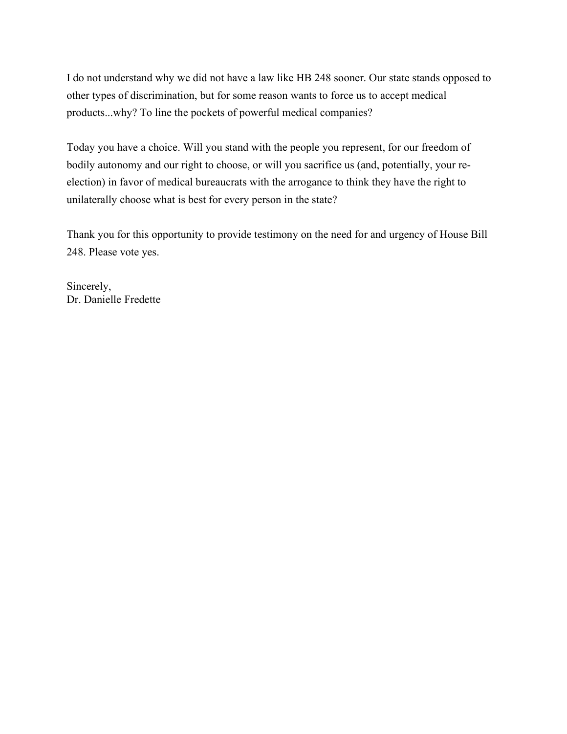I do not understand why we did not have a law like HB 248 sooner. Our state stands opposed to other types of discrimination, but for some reason wants to force us to accept medical products...why? To line the pockets of powerful medical companies?

Today you have a choice. Will you stand with the people you represent, for our freedom of bodily autonomy and our right to choose, or will you sacrifice us (and, potentially, your re-election) in favor of medical bureaucrats with the arrogance to think they have the right to unilaterally choose what is best for every person in the state?

Thank you for this opportunity to provide testimony on the need for and urgency of House Bill 248. Please vote yes.

Sincerely,
Dr. Danielle Fredette